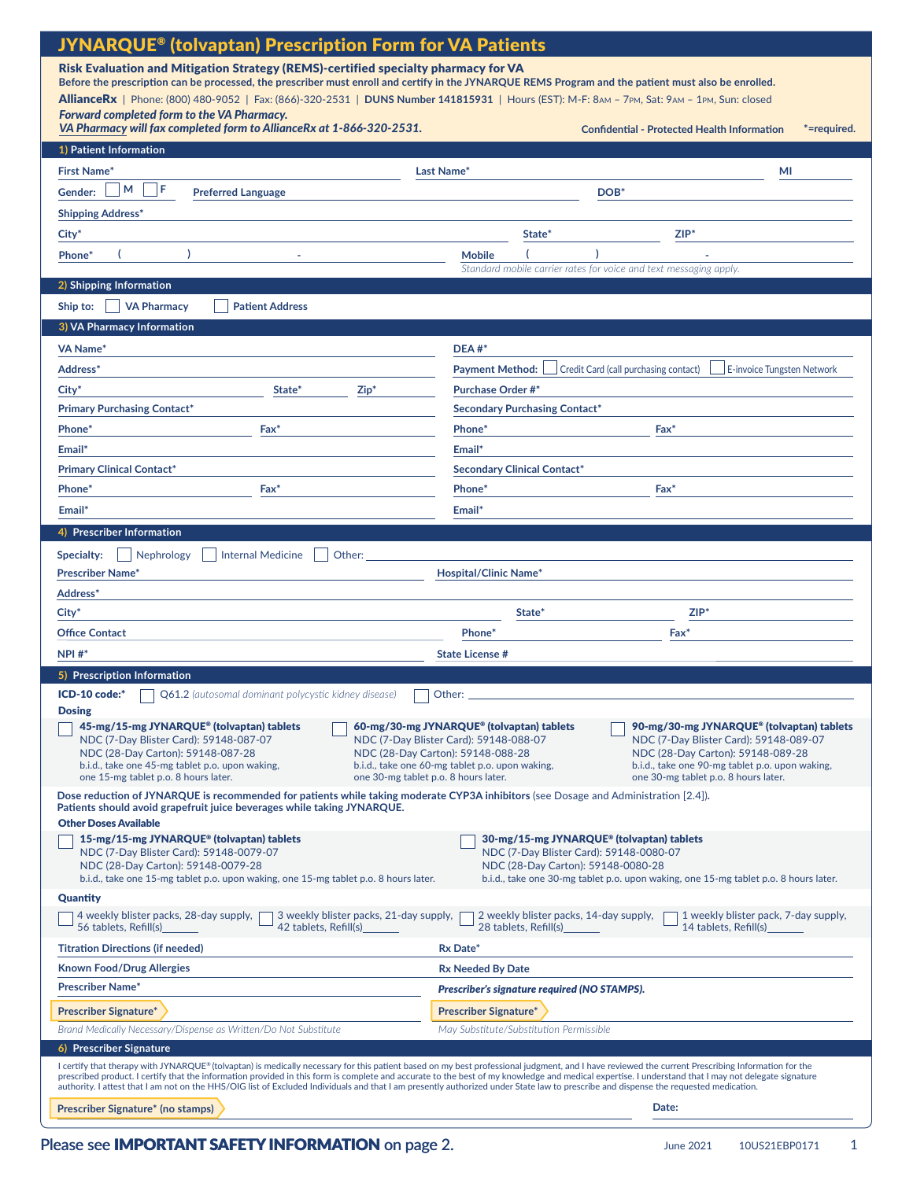# JYNARQUE® (tolvaptan) Prescription Form for VA Patients

**Risk Evaluation and Mitigation Strategy (REMS)-certified specialty pharmacy for VA**

**Before the prescription can be processed, the prescriber must enroll and certify in the JYNARQUE REMS Program and the patient must also be enrolled.**

**AllianceRx** | Phone: (800) 480-9052 | Fax: (866)-320-2531 | **DUNS Number 141815931** | Hours (EST): M-F: 8AM – 7PM, Sat: 9AM – 1PM, Sun: closed

***Forward completed form to the VA Pharmacy.***

***VA Pharmacy will fax completed form to AllianceRx at 1-866-320-2531.***

**Confidential - Protected Health Information** *=required.

## 1) Patient Information

First Name* ______ Last Name* ______ MI ______

Gender: ☐ M ☐ F Preferred Language ______ DOB* ______

Shipping Address* ______

City* ______ State* ______ ZIP* ______

Phone* ( ) - Mobile ( ) -

*Standard mobile carrier rates for voice and text messaging apply.*

## 2) Shipping Information

Ship to: ☐ VA Pharmacy ☐ Patient Address

## 3) VA Pharmacy Information

VA Name* ______ DEA #* ______

Address* ______ Payment Method: ☐ Credit Card (call purchasing contact) ☐ E-invoice Tungsten Network

City* ______ State* ______ Zip* ______ Purchase Order #* ______

Primary Purchasing Contact* ______ Secondary Purchasing Contact* ______

Phone* ______ Fax* ______ Phone* ______ Fax* ______

Email* ______ Email* ______

Primary Clinical Contact* ______ Secondary Clinical Contact* ______

Phone* ______ Fax* ______ Phone* ______ Fax* ______

Email* ______ Email* ______

## 4) Prescriber Information

Specialty: ☐ Nephrology ☐ Internal Medicine ☐ Other: ______

Prescriber Name* ______ Hospital/Clinic Name* ______

Address* ______

City* ______ State* ______ ZIP* ______

Office Contact ______ Phone* ______ Fax* ______

NPI #* ______ State License # ______

## 5) Prescription Information

ICD-10 code:* ☐ Q61.2 *(autosomal dominant polycystic kidney disease)* ☐ Other: ______

**Dosing**

☐ **45-mg/15-mg JYNARQUE® (tolvaptan) tablets**
NDC (7-Day Blister Card): 59148-087-07
NDC (28-Day Carton): 59148-087-28
b.i.d., take one 45-mg tablet p.o. upon waking, one 15-mg tablet p.o. 8 hours later.

☐ **60-mg/30-mg JYNARQUE® (tolvaptan) tablets**
NDC (7-Day Blister Card): 59148-088-07
NDC (28-Day Carton): 59148-088-28
b.i.d., take one 60-mg tablet p.o. upon waking, one 30-mg tablet p.o. 8 hours later.

☐ **90-mg/30-mg JYNARQUE® (tolvaptan) tablets**
NDC (7-Day Blister Card): 59148-089-07
NDC (28-Day Carton): 59148-089-28
b.i.d., take one 90-mg tablet p.o. upon waking, one 30-mg tablet p.o. 8 hours later.

**Dose reduction of JYNARQUE is recommended for patients while taking moderate CYP3A inhibitors** (see Dosage and Administration [2.4]).
**Patients should avoid grapefruit juice beverages while taking JYNARQUE.**

**Other Doses Available**

☐ **15-mg/15-mg JYNARQUE® (tolvaptan) tablets**
NDC (7-Day Blister Card): 59148-0079-07
NDC (28-Day Carton): 59148-0079-28
b.i.d., take one 15-mg tablet p.o. upon waking, one 15-mg tablet p.o. 8 hours later.

☐ **30-mg/15-mg JYNARQUE® (tolvaptan) tablets**
NDC (7-Day Blister Card): 59148-0080-07
NDC (28-Day Carton): 59148-0080-28
b.i.d., take one 30-mg tablet p.o. upon waking, one 15-mg tablet p.o. 8 hours later.

**Quantity**

☐ 4 weekly blister packs, 28-day supply, 56 tablets, Refill(s)______
☐ 3 weekly blister packs, 21-day supply, 42 tablets, Refill(s)______
☐ 2 weekly blister packs, 14-day supply, 28 tablets, Refill(s)______
☐ 1 weekly blister pack, 7-day supply, 14 tablets, Refill(s)______

Titration Directions (if needed) ______ Rx Date* ______

Known Food/Drug Allergies ______ Rx Needed By Date ______

Prescriber Name* ______ ***Prescriber's signature required (NO STAMPS).***

Prescriber Signature* ______ Prescriber Signature* ______

*Brand Medically Necessary/Dispense as Written/Do Not Substitute* *May Substitute/Substitution Permissible*

## 6) Prescriber Signature

I certify that therapy with JYNARQUE® (tolvaptan) is medically necessary for this patient based on my best professional judgment, and I have reviewed the current Prescribing Information for the prescribed product. I certify that the information provided in this form is complete and accurate to the best of my knowledge and medical expertise. I understand that I may not delegate signature authority. I attest that I am not on the HHS/OIG list of Excluded Individuals and that I am presently authorized under State law to prescribe and dispense the requested medication.

Prescriber Signature* (no stamps) ______ Date: ______

Please see **IMPORTANT SAFETY INFORMATION** on page 2.

June 2021 10US21EBP0171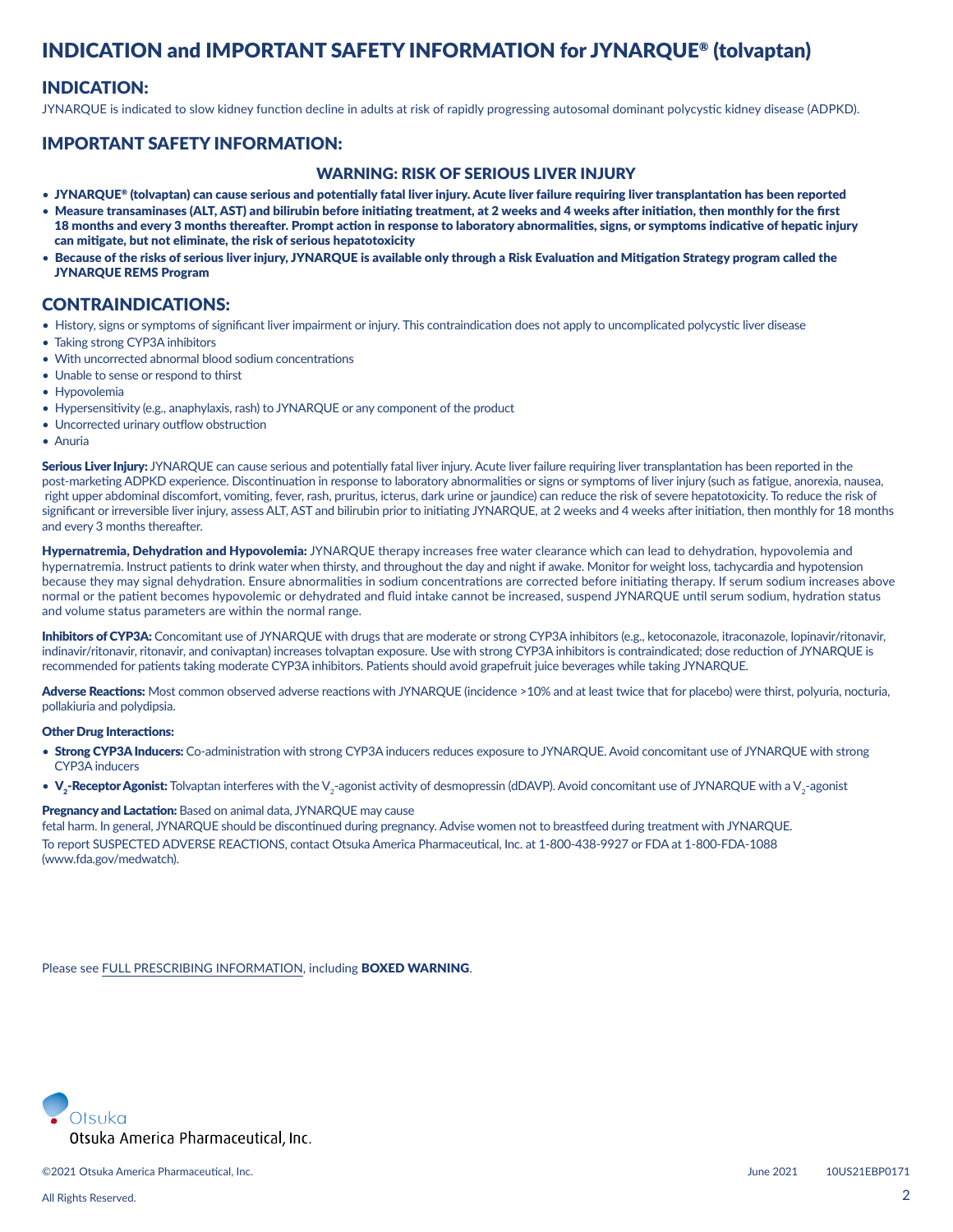# INDICATION and IMPORTANT SAFETY INFORMATION for JYNARQUE® (tolvaptan)

## INDICATION:

JYNARQUE is indicated to slow kidney function decline in adults at risk of rapidly progressing autosomal dominant polycystic kidney disease (ADPKD).

## IMPORTANT SAFETY INFORMATION:

### WARNING: RISK OF SERIOUS LIVER INJURY

- **JYNARQUE® (tolvaptan) can cause serious and potentially fatal liver injury. Acute liver failure requiring liver transplantation has been reported**
- **Measure transaminases (ALT, AST) and bilirubin before initiating treatment, at 2 weeks and 4 weeks after initiation, then monthly for the first 18 months and every 3 months thereafter. Prompt action in response to laboratory abnormalities, signs, or symptoms indicative of hepatic injury can mitigate, but not eliminate, the risk of serious hepatotoxicity**
- **Because of the risks of serious liver injury, JYNARQUE is available only through a Risk Evaluation and Mitigation Strategy program called the JYNARQUE REMS Program**

## CONTRAINDICATIONS:

- History, signs or symptoms of significant liver impairment or injury. This contraindication does not apply to uncomplicated polycystic liver disease
- Taking strong CYP3A inhibitors
- With uncorrected abnormal blood sodium concentrations
- Unable to sense or respond to thirst
- Hypovolemia
- Hypersensitivity (e.g., anaphylaxis, rash) to JYNARQUE or any component of the product
- Uncorrected urinary outflow obstruction
- Anuria

**Serious Liver Injury:** JYNARQUE can cause serious and potentially fatal liver injury. Acute liver failure requiring liver transplantation has been reported in the post-marketing ADPKD experience. Discontinuation in response to laboratory abnormalities or signs or symptoms of liver injury (such as fatigue, anorexia, nausea, right upper abdominal discomfort, vomiting, fever, rash, pruritus, icterus, dark urine or jaundice) can reduce the risk of severe hepatotoxicity. To reduce the risk of significant or irreversible liver injury, assess ALT, AST and bilirubin prior to initiating JYNARQUE, at 2 weeks and 4 weeks after initiation, then monthly for 18 months and every 3 months thereafter.

**Hypernatremia, Dehydration and Hypovolemia:** JYNARQUE therapy increases free water clearance which can lead to dehydration, hypovolemia and hypernatremia. Instruct patients to drink water when thirsty, and throughout the day and night if awake. Monitor for weight loss, tachycardia and hypotension because they may signal dehydration. Ensure abnormalities in sodium concentrations are corrected before initiating therapy. If serum sodium increases above normal or the patient becomes hypovolemic or dehydrated and fluid intake cannot be increased, suspend JYNARQUE until serum sodium, hydration status and volume status parameters are within the normal range.

**Inhibitors of CYP3A:** Concomitant use of JYNARQUE with drugs that are moderate or strong CYP3A inhibitors (e.g., ketoconazole, itraconazole, lopinavir/ritonavir, indinavir/ritonavir, ritonavir, and conivaptan) increases tolvaptan exposure. Use with strong CYP3A inhibitors is contraindicated; dose reduction of JYNARQUE is recommended for patients taking moderate CYP3A inhibitors. Patients should avoid grapefruit juice beverages while taking JYNARQUE.

**Adverse Reactions:** Most common observed adverse reactions with JYNARQUE (incidence >10% and at least twice that for placebo) were thirst, polyuria, nocturia, pollakiuria and polydipsia.

**Other Drug Interactions:**

- **Strong CYP3A Inducers:** Co-administration with strong CYP3A inducers reduces exposure to JYNARQUE. Avoid concomitant use of JYNARQUE with strong CYP3A inducers
- **$V_2$-Receptor Agonist:** Tolvaptan interferes with the $V_2$-agonist activity of desmopressin (dDAVP). Avoid concomitant use of JYNARQUE with a $V_2$-agonist

**Pregnancy and Lactation:** Based on animal data, JYNARQUE may cause fetal harm. In general, JYNARQUE should be discontinued during pregnancy. Advise women not to breastfeed during treatment with JYNARQUE.

To report SUSPECTED ADVERSE REACTIONS, contact Otsuka America Pharmaceutical, Inc. at 1-800-438-9927 or FDA at 1-800-FDA-1088 (www.fda.gov/medwatch).

Please see FULL PRESCRIBING INFORMATION, including **BOXED WARNING**.

Otsuka

Otsuka America Pharmaceutical, Inc.

©2021 Otsuka America Pharmaceutical, Inc. June 2021 10US21EBP0171

All Rights Reserved.